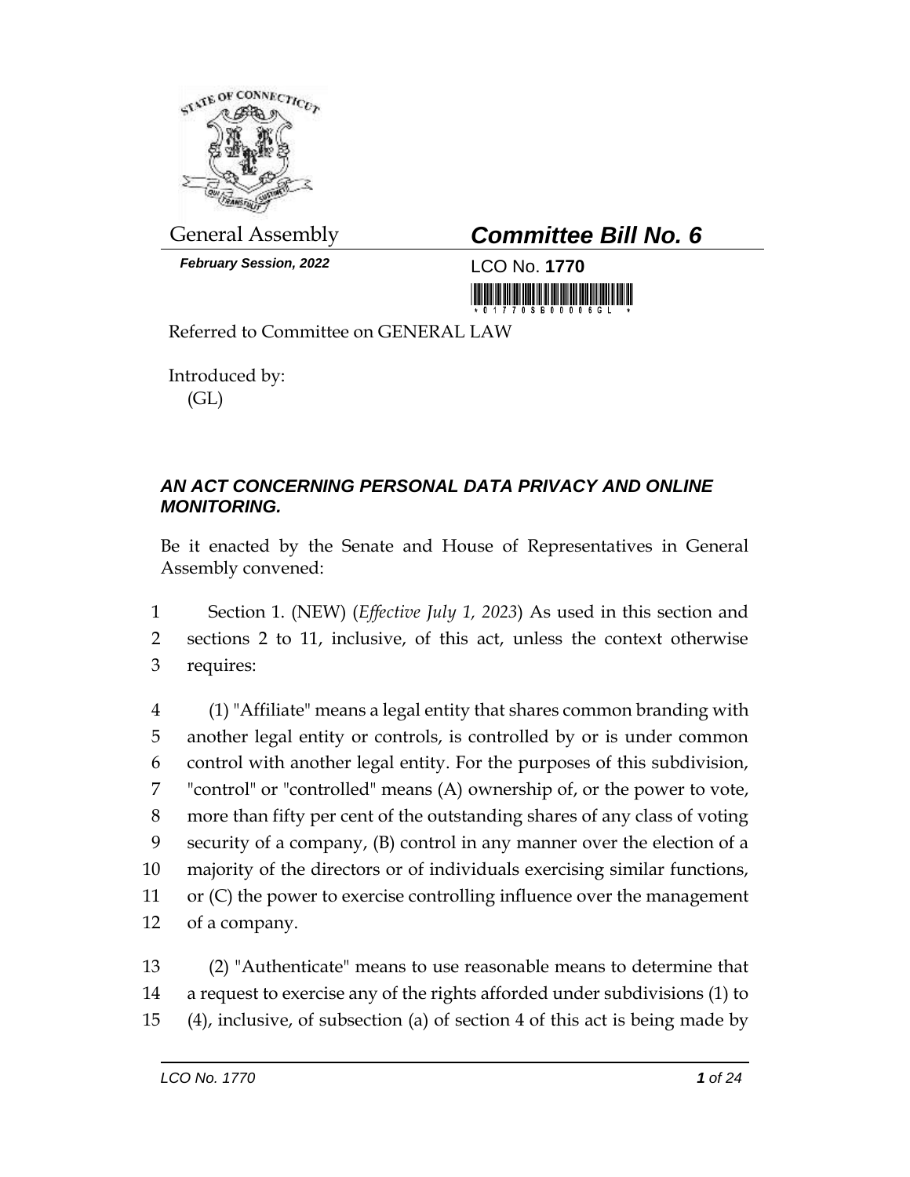General Assembly

## *Committee Bill No. 6*

***February Session, 2022***

LCO No. **1770**

Referred to Committee on GENERAL LAW

Introduced by:
(GL)

### *AN ACT CONCERNING PERSONAL DATA PRIVACY AND ONLINE MONITORING.*

Be it enacted by the Senate and House of Representatives in General Assembly convened:

1 Section 1. (NEW) (*Effective July 1, 2023*) As used in this section and
2 sections 2 to 11, inclusive, of this act, unless the context otherwise
3 requires:

4 (1) "Affiliate" means a legal entity that shares common branding with
5 another legal entity or controls, is controlled by or is under common
6 control with another legal entity. For the purposes of this subdivision,
7 "control" or "controlled" means (A) ownership of, or the power to vote,
8 more than fifty per cent of the outstanding shares of any class of voting
9 security of a company, (B) control in any manner over the election of a
10 majority of the directors or of individuals exercising similar functions,
11 or (C) the power to exercise controlling influence over the management
12 of a company.

13 (2) "Authenticate" means to use reasonable means to determine that
14 a request to exercise any of the rights afforded under subdivisions (1) to
15 (4), inclusive, of subsection (a) of section 4 of this act is being made by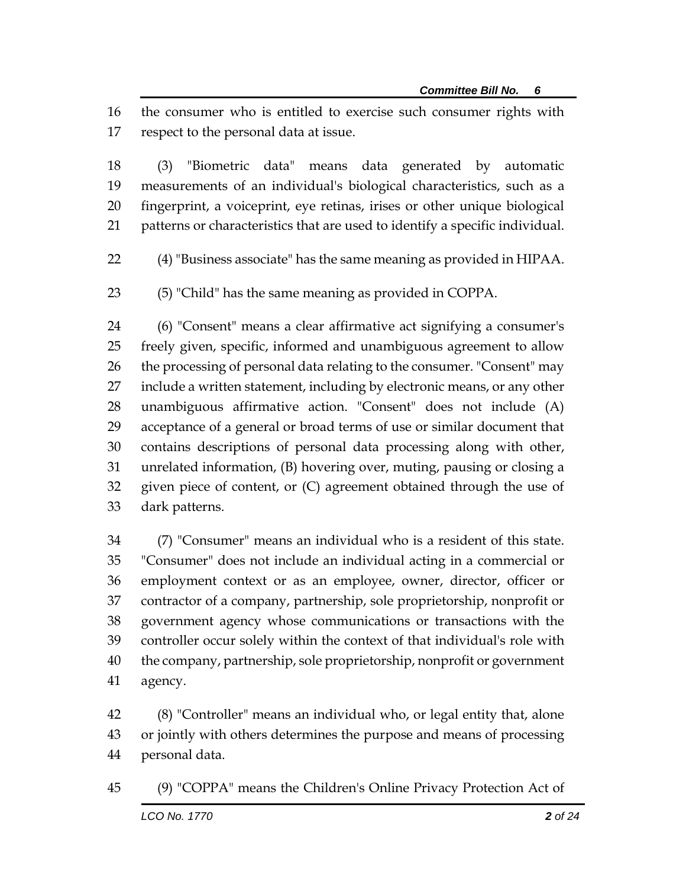the consumer who is entitled to exercise such consumer rights with respect to the personal data at issue.

(3) "Biometric data" means data generated by automatic measurements of an individual's biological characteristics, such as a fingerprint, a voiceprint, eye retinas, irises or other unique biological patterns or characteristics that are used to identify a specific individual.

(4) "Business associate" has the same meaning as provided in HIPAA.

(5) "Child" has the same meaning as provided in COPPA.

(6) "Consent" means a clear affirmative act signifying a consumer's freely given, specific, informed and unambiguous agreement to allow the processing of personal data relating to the consumer. "Consent" may include a written statement, including by electronic means, or any other unambiguous affirmative action. "Consent" does not include (A) acceptance of a general or broad terms of use or similar document that contains descriptions of personal data processing along with other, unrelated information, (B) hovering over, muting, pausing or closing a given piece of content, or (C) agreement obtained through the use of dark patterns.

(7) "Consumer" means an individual who is a resident of this state. "Consumer" does not include an individual acting in a commercial or employment context or as an employee, owner, director, officer or contractor of a company, partnership, sole proprietorship, nonprofit or government agency whose communications or transactions with the controller occur solely within the context of that individual's role with the company, partnership, sole proprietorship, nonprofit or government agency.

(8) "Controller" means an individual who, or legal entity that, alone or jointly with others determines the purpose and means of processing personal data.

(9) "COPPA" means the Children's Online Privacy Protection Act of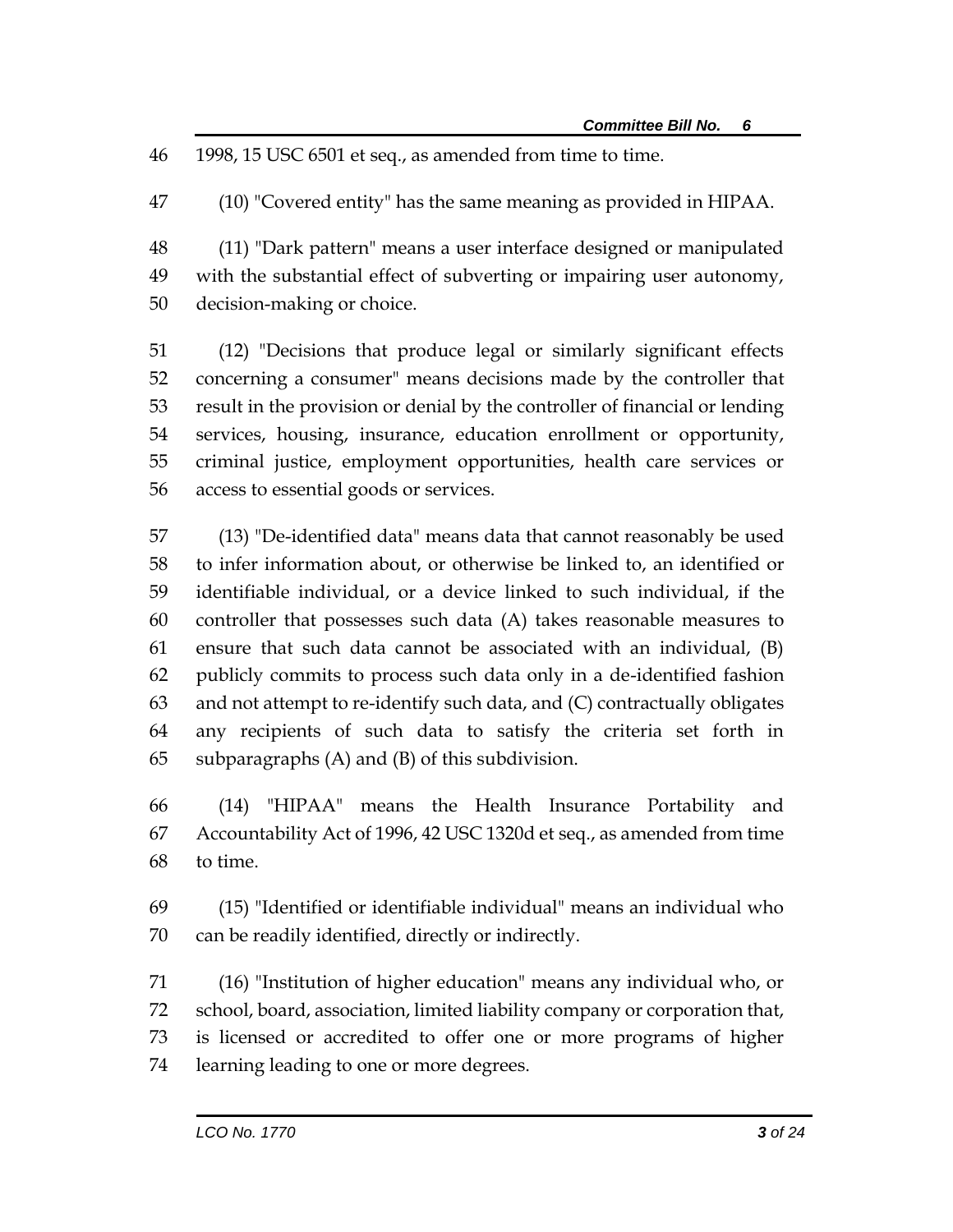1998, 15 USC 6501 et seq., as amended from time to time.

(10) "Covered entity" has the same meaning as provided in HIPAA.

(11) "Dark pattern" means a user interface designed or manipulated with the substantial effect of subverting or impairing user autonomy, decision-making or choice.

(12) "Decisions that produce legal or similarly significant effects concerning a consumer" means decisions made by the controller that result in the provision or denial by the controller of financial or lending services, housing, insurance, education enrollment or opportunity, criminal justice, employment opportunities, health care services or access to essential goods or services.

(13) "De-identified data" means data that cannot reasonably be used to infer information about, or otherwise be linked to, an identified or identifiable individual, or a device linked to such individual, if the controller that possesses such data (A) takes reasonable measures to ensure that such data cannot be associated with an individual, (B) publicly commits to process such data only in a de-identified fashion and not attempt to re-identify such data, and (C) contractually obligates any recipients of such data to satisfy the criteria set forth in subparagraphs (A) and (B) of this subdivision.

(14) "HIPAA" means the Health Insurance Portability and Accountability Act of 1996, 42 USC 1320d et seq., as amended from time to time.

(15) "Identified or identifiable individual" means an individual who can be readily identified, directly or indirectly.

(16) "Institution of higher education" means any individual who, or school, board, association, limited liability company or corporation that, is licensed or accredited to offer one or more programs of higher learning leading to one or more degrees.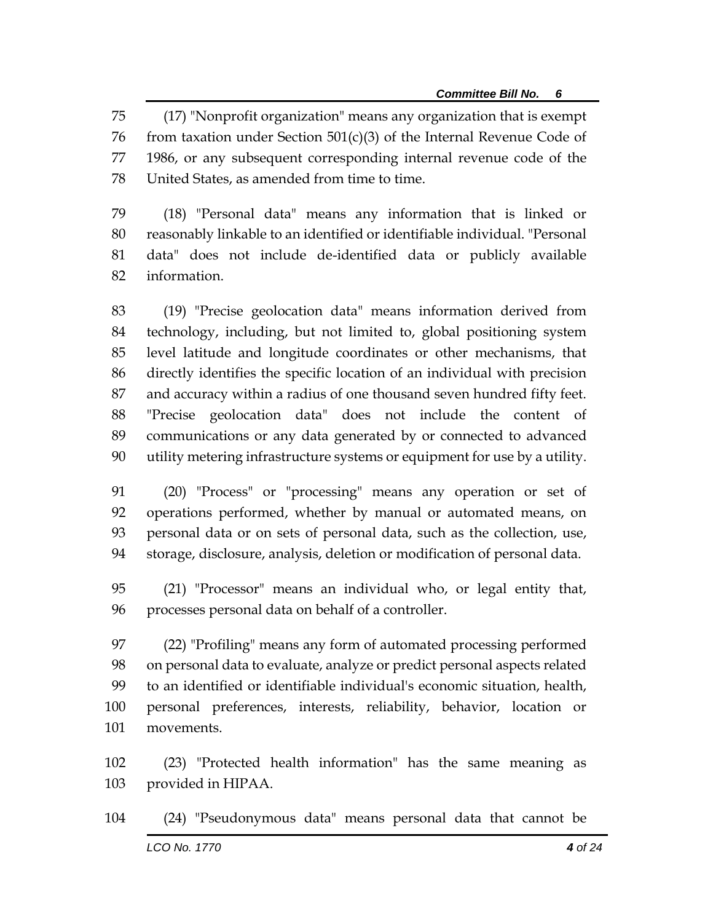(17) "Nonprofit organization" means any organization that is exempt from taxation under Section 501(c)(3) of the Internal Revenue Code of 1986, or any subsequent corresponding internal revenue code of the United States, as amended from time to time.

(18) "Personal data" means any information that is linked or reasonably linkable to an identified or identifiable individual. "Personal data" does not include de-identified data or publicly available information.

(19) "Precise geolocation data" means information derived from technology, including, but not limited to, global positioning system level latitude and longitude coordinates or other mechanisms, that directly identifies the specific location of an individual with precision and accuracy within a radius of one thousand seven hundred fifty feet. "Precise geolocation data" does not include the content of communications or any data generated by or connected to advanced utility metering infrastructure systems or equipment for use by a utility.

(20) "Process" or "processing" means any operation or set of operations performed, whether by manual or automated means, on personal data or on sets of personal data, such as the collection, use, storage, disclosure, analysis, deletion or modification of personal data.

(21) "Processor" means an individual who, or legal entity that, processes personal data on behalf of a controller.

(22) "Profiling" means any form of automated processing performed on personal data to evaluate, analyze or predict personal aspects related to an identified or identifiable individual's economic situation, health, personal preferences, interests, reliability, behavior, location or movements.

(23) "Protected health information" has the same meaning as provided in HIPAA.

(24) "Pseudonymous data" means personal data that cannot be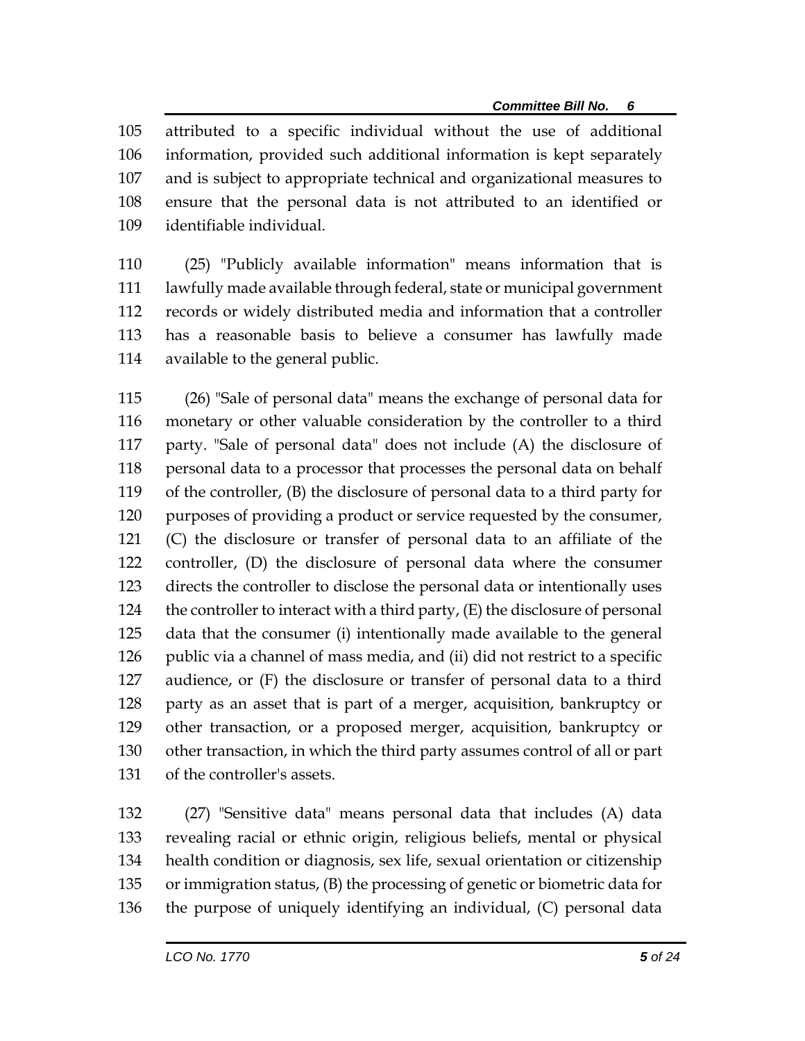attributed to a specific individual without the use of additional information, provided such additional information is kept separately and is subject to appropriate technical and organizational measures to ensure that the personal data is not attributed to an identified or identifiable individual.

(25) "Publicly available information" means information that is lawfully made available through federal, state or municipal government records or widely distributed media and information that a controller has a reasonable basis to believe a consumer has lawfully made available to the general public.

(26) "Sale of personal data" means the exchange of personal data for monetary or other valuable consideration by the controller to a third party. "Sale of personal data" does not include (A) the disclosure of personal data to a processor that processes the personal data on behalf of the controller, (B) the disclosure of personal data to a third party for purposes of providing a product or service requested by the consumer, (C) the disclosure or transfer of personal data to an affiliate of the controller, (D) the disclosure of personal data where the consumer directs the controller to disclose the personal data or intentionally uses the controller to interact with a third party, (E) the disclosure of personal data that the consumer (i) intentionally made available to the general public via a channel of mass media, and (ii) did not restrict to a specific audience, or (F) the disclosure or transfer of personal data to a third party as an asset that is part of a merger, acquisition, bankruptcy or other transaction, or a proposed merger, acquisition, bankruptcy or other transaction, in which the third party assumes control of all or part of the controller's assets.

(27) "Sensitive data" means personal data that includes (A) data revealing racial or ethnic origin, religious beliefs, mental or physical health condition or diagnosis, sex life, sexual orientation or citizenship or immigration status, (B) the processing of genetic or biometric data for the purpose of uniquely identifying an individual, (C) personal data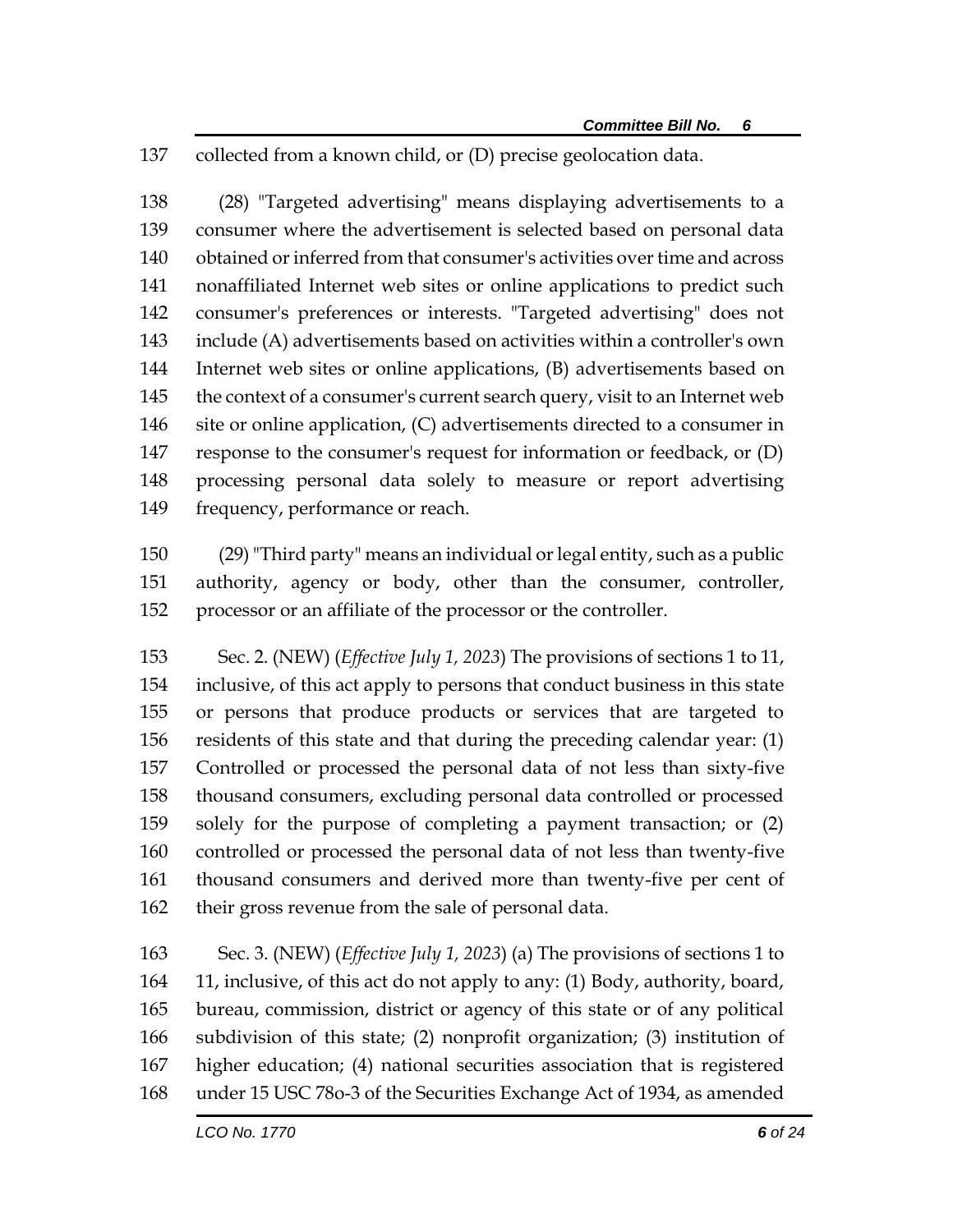collected from a known child, or (D) precise geolocation data.

(28) "Targeted advertising" means displaying advertisements to a consumer where the advertisement is selected based on personal data obtained or inferred from that consumer's activities over time and across nonaffiliated Internet web sites or online applications to predict such consumer's preferences or interests. "Targeted advertising" does not include (A) advertisements based on activities within a controller's own Internet web sites or online applications, (B) advertisements based on the context of a consumer's current search query, visit to an Internet web site or online application, (C) advertisements directed to a consumer in response to the consumer's request for information or feedback, or (D) processing personal data solely to measure or report advertising frequency, performance or reach.

(29) "Third party" means an individual or legal entity, such as a public authority, agency or body, other than the consumer, controller, processor or an affiliate of the processor or the controller.

Sec. 2. (NEW) (*Effective July 1, 2023*) The provisions of sections 1 to 11, inclusive, of this act apply to persons that conduct business in this state or persons that produce products or services that are targeted to residents of this state and that during the preceding calendar year: (1) Controlled or processed the personal data of not less than sixty-five thousand consumers, excluding personal data controlled or processed solely for the purpose of completing a payment transaction; or (2) controlled or processed the personal data of not less than twenty-five thousand consumers and derived more than twenty-five per cent of their gross revenue from the sale of personal data.

Sec. 3. (NEW) (*Effective July 1, 2023*) (a) The provisions of sections 1 to 11, inclusive, of this act do not apply to any: (1) Body, authority, board, bureau, commission, district or agency of this state or of any political subdivision of this state; (2) nonprofit organization; (3) institution of higher education; (4) national securities association that is registered under 15 USC 78o-3 of the Securities Exchange Act of 1934, as amended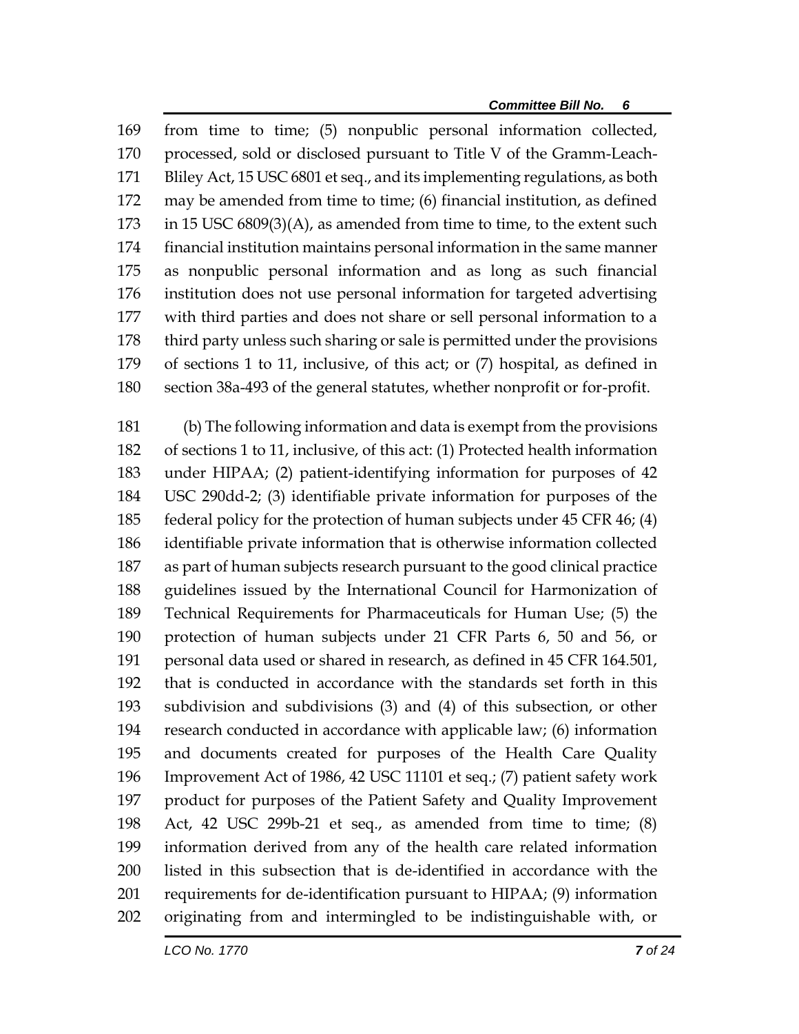from time to time; (5) nonpublic personal information collected, processed, sold or disclosed pursuant to Title V of the Gramm-Leach-Bliley Act, 15 USC 6801 et seq., and its implementing regulations, as both may be amended from time to time; (6) financial institution, as defined in 15 USC 6809(3)(A), as amended from time to time, to the extent such financial institution maintains personal information in the same manner as nonpublic personal information and as long as such financial institution does not use personal information for targeted advertising with third parties and does not share or sell personal information to a third party unless such sharing or sale is permitted under the provisions of sections 1 to 11, inclusive, of this act; or (7) hospital, as defined in section 38a-493 of the general statutes, whether nonprofit or for-profit.

(b) The following information and data is exempt from the provisions of sections 1 to 11, inclusive, of this act: (1) Protected health information under HIPAA; (2) patient-identifying information for purposes of 42 USC 290dd-2; (3) identifiable private information for purposes of the federal policy for the protection of human subjects under 45 CFR 46; (4) identifiable private information that is otherwise information collected as part of human subjects research pursuant to the good clinical practice guidelines issued by the International Council for Harmonization of Technical Requirements for Pharmaceuticals for Human Use; (5) the protection of human subjects under 21 CFR Parts 6, 50 and 56, or personal data used or shared in research, as defined in 45 CFR 164.501, that is conducted in accordance with the standards set forth in this subdivision and subdivisions (3) and (4) of this subsection, or other research conducted in accordance with applicable law; (6) information and documents created for purposes of the Health Care Quality Improvement Act of 1986, 42 USC 11101 et seq.; (7) patient safety work product for purposes of the Patient Safety and Quality Improvement Act, 42 USC 299b-21 et seq., as amended from time to time; (8) information derived from any of the health care related information listed in this subsection that is de-identified in accordance with the requirements for de-identification pursuant to HIPAA; (9) information originating from and intermingled to be indistinguishable with, or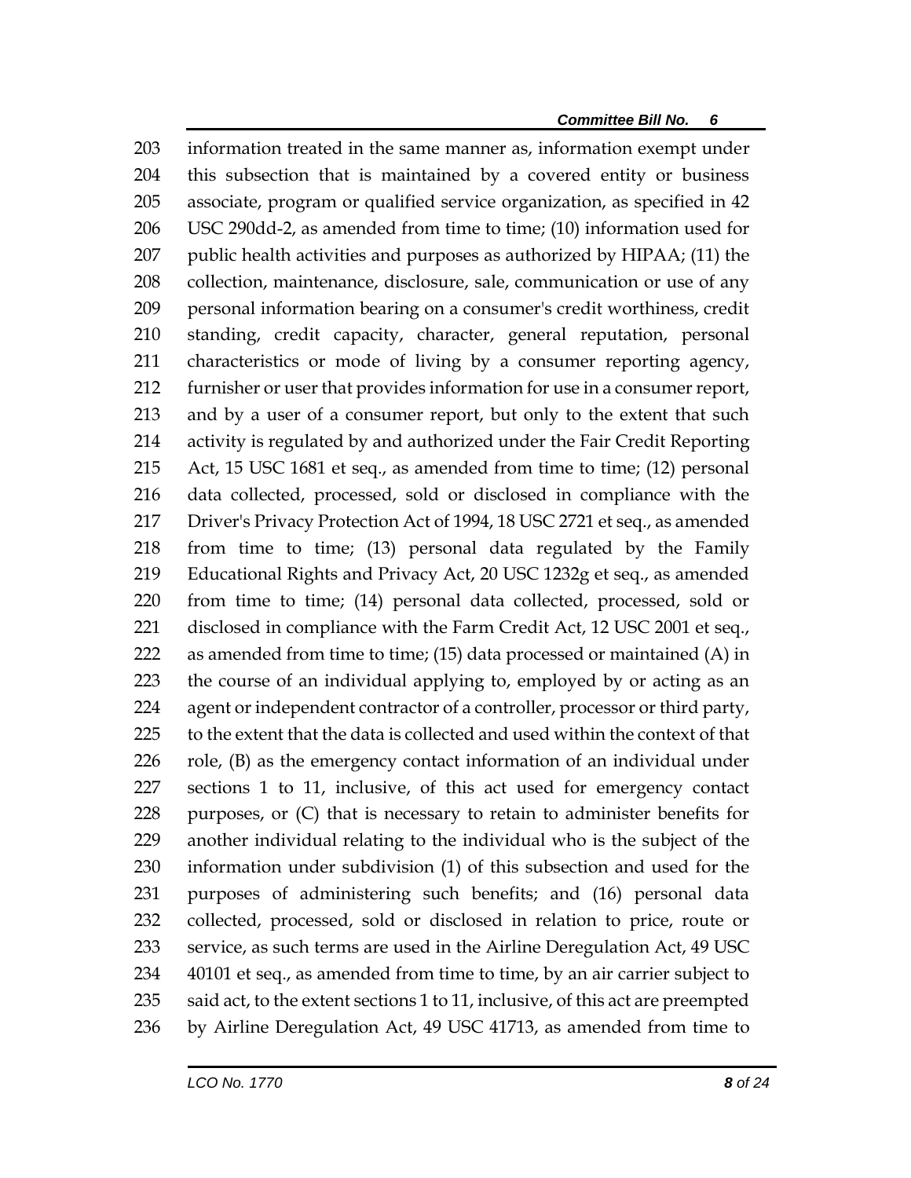information treated in the same manner as, information exempt under this subsection that is maintained by a covered entity or business associate, program or qualified service organization, as specified in 42 USC 290dd-2, as amended from time to time; (10) information used for public health activities and purposes as authorized by HIPAA; (11) the collection, maintenance, disclosure, sale, communication or use of any personal information bearing on a consumer's credit worthiness, credit standing, credit capacity, character, general reputation, personal characteristics or mode of living by a consumer reporting agency, furnisher or user that provides information for use in a consumer report, and by a user of a consumer report, but only to the extent that such activity is regulated by and authorized under the Fair Credit Reporting Act, 15 USC 1681 et seq., as amended from time to time; (12) personal data collected, processed, sold or disclosed in compliance with the Driver's Privacy Protection Act of 1994, 18 USC 2721 et seq., as amended from time to time; (13) personal data regulated by the Family Educational Rights and Privacy Act, 20 USC 1232g et seq., as amended from time to time; (14) personal data collected, processed, sold or disclosed in compliance with the Farm Credit Act, 12 USC 2001 et seq., as amended from time to time; (15) data processed or maintained (A) in the course of an individual applying to, employed by or acting as an agent or independent contractor of a controller, processor or third party, to the extent that the data is collected and used within the context of that role, (B) as the emergency contact information of an individual under sections 1 to 11, inclusive, of this act used for emergency contact purposes, or (C) that is necessary to retain to administer benefits for another individual relating to the individual who is the subject of the information under subdivision (1) of this subsection and used for the purposes of administering such benefits; and (16) personal data collected, processed, sold or disclosed in relation to price, route or service, as such terms are used in the Airline Deregulation Act, 49 USC 40101 et seq., as amended from time to time, by an air carrier subject to said act, to the extent sections 1 to 11, inclusive, of this act are preempted by Airline Deregulation Act, 49 USC 41713, as amended from time to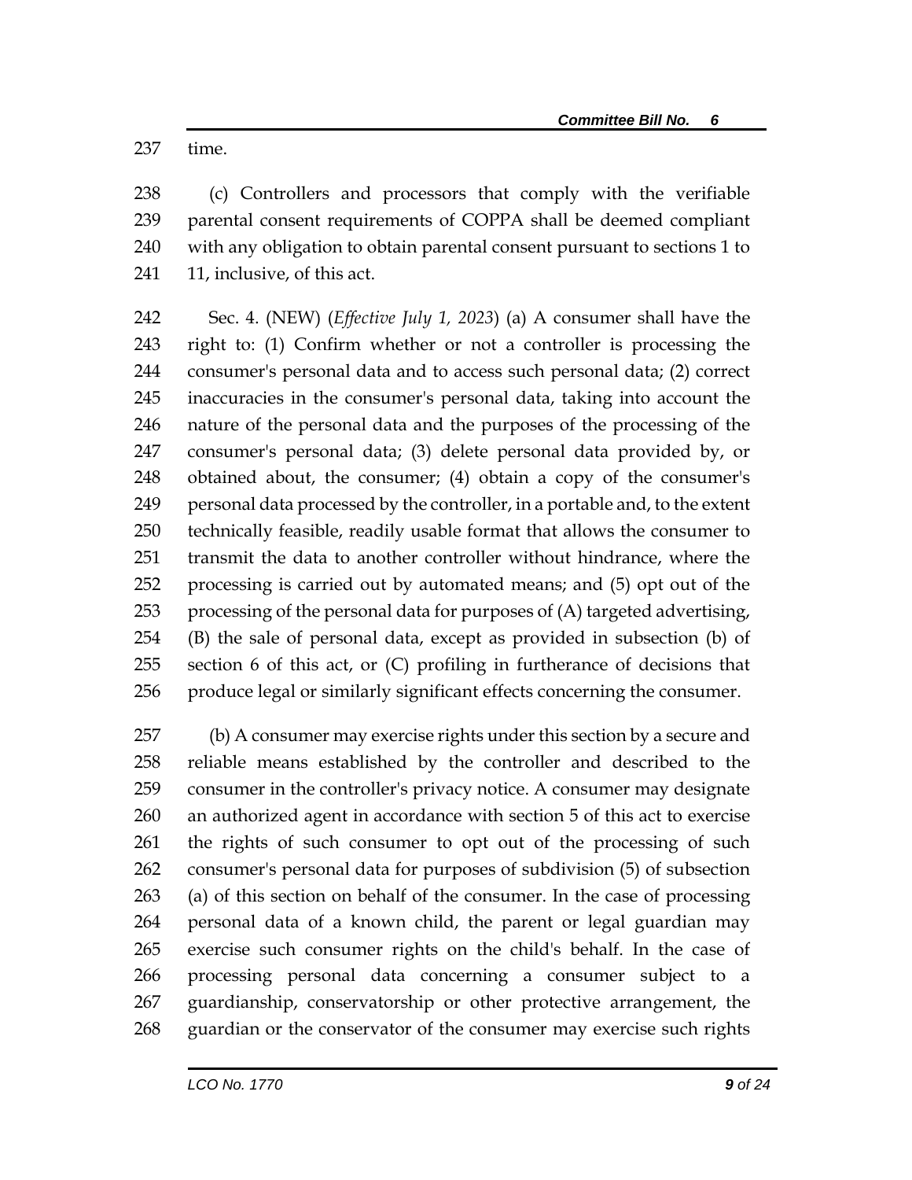time.

(c) Controllers and processors that comply with the verifiable parental consent requirements of COPPA shall be deemed compliant with any obligation to obtain parental consent pursuant to sections 1 to 11, inclusive, of this act.

Sec. 4. (NEW) (*Effective July 1, 2023*) (a) A consumer shall have the right to: (1) Confirm whether or not a controller is processing the consumer's personal data and to access such personal data; (2) correct inaccuracies in the consumer's personal data, taking into account the nature of the personal data and the purposes of the processing of the consumer's personal data; (3) delete personal data provided by, or obtained about, the consumer; (4) obtain a copy of the consumer's personal data processed by the controller, in a portable and, to the extent technically feasible, readily usable format that allows the consumer to transmit the data to another controller without hindrance, where the processing is carried out by automated means; and (5) opt out of the processing of the personal data for purposes of (A) targeted advertising, (B) the sale of personal data, except as provided in subsection (b) of section 6 of this act, or (C) profiling in furtherance of decisions that produce legal or similarly significant effects concerning the consumer.

(b) A consumer may exercise rights under this section by a secure and reliable means established by the controller and described to the consumer in the controller's privacy notice. A consumer may designate an authorized agent in accordance with section 5 of this act to exercise the rights of such consumer to opt out of the processing of such consumer's personal data for purposes of subdivision (5) of subsection (a) of this section on behalf of the consumer. In the case of processing personal data of a known child, the parent or legal guardian may exercise such consumer rights on the child's behalf. In the case of processing personal data concerning a consumer subject to a guardianship, conservatorship or other protective arrangement, the guardian or the conservator of the consumer may exercise such rights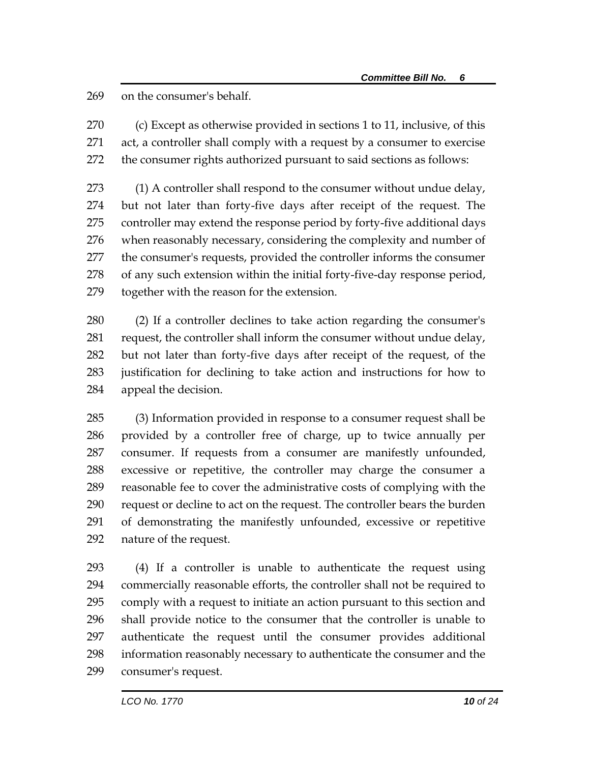on the consumer's behalf.

(c) Except as otherwise provided in sections 1 to 11, inclusive, of this act, a controller shall comply with a request by a consumer to exercise the consumer rights authorized pursuant to said sections as follows:

(1) A controller shall respond to the consumer without undue delay, but not later than forty-five days after receipt of the request. The controller may extend the response period by forty-five additional days when reasonably necessary, considering the complexity and number of the consumer's requests, provided the controller informs the consumer of any such extension within the initial forty-five-day response period, together with the reason for the extension.

(2) If a controller declines to take action regarding the consumer's request, the controller shall inform the consumer without undue delay, but not later than forty-five days after receipt of the request, of the justification for declining to take action and instructions for how to appeal the decision.

(3) Information provided in response to a consumer request shall be provided by a controller free of charge, up to twice annually per consumer. If requests from a consumer are manifestly unfounded, excessive or repetitive, the controller may charge the consumer a reasonable fee to cover the administrative costs of complying with the request or decline to act on the request. The controller bears the burden of demonstrating the manifestly unfounded, excessive or repetitive nature of the request.

(4) If a controller is unable to authenticate the request using commercially reasonable efforts, the controller shall not be required to comply with a request to initiate an action pursuant to this section and shall provide notice to the consumer that the controller is unable to authenticate the request until the consumer provides additional information reasonably necessary to authenticate the consumer and the consumer's request.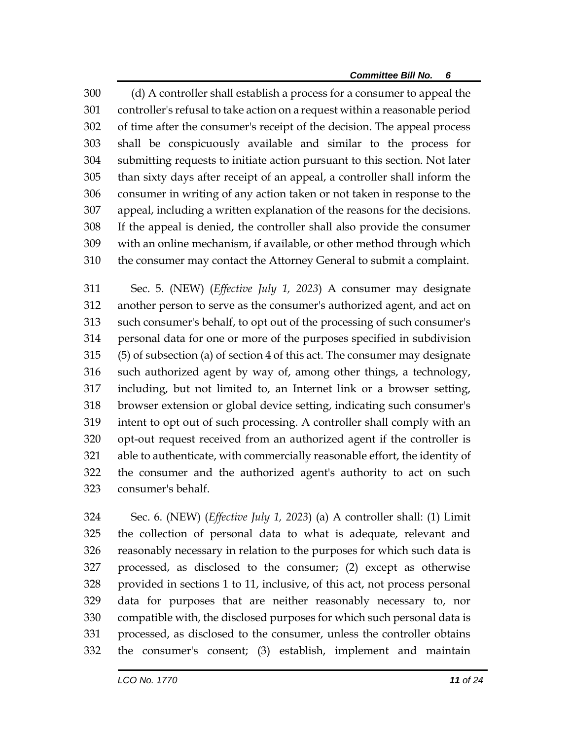(d) A controller shall establish a process for a consumer to appeal the controller's refusal to take action on a request within a reasonable period of time after the consumer's receipt of the decision. The appeal process shall be conspicuously available and similar to the process for submitting requests to initiate action pursuant to this section. Not later than sixty days after receipt of an appeal, a controller shall inform the consumer in writing of any action taken or not taken in response to the appeal, including a written explanation of the reasons for the decisions. If the appeal is denied, the controller shall also provide the consumer with an online mechanism, if available, or other method through which the consumer may contact the Attorney General to submit a complaint.

Sec. 5. (NEW) (*Effective July 1, 2023*) A consumer may designate another person to serve as the consumer's authorized agent, and act on such consumer's behalf, to opt out of the processing of such consumer's personal data for one or more of the purposes specified in subdivision (5) of subsection (a) of section 4 of this act. The consumer may designate such authorized agent by way of, among other things, a technology, including, but not limited to, an Internet link or a browser setting, browser extension or global device setting, indicating such consumer's intent to opt out of such processing. A controller shall comply with an opt-out request received from an authorized agent if the controller is able to authenticate, with commercially reasonable effort, the identity of the consumer and the authorized agent's authority to act on such consumer's behalf.

Sec. 6. (NEW) (*Effective July 1, 2023*) (a) A controller shall: (1) Limit the collection of personal data to what is adequate, relevant and reasonably necessary in relation to the purposes for which such data is processed, as disclosed to the consumer; (2) except as otherwise provided in sections 1 to 11, inclusive, of this act, not process personal data for purposes that are neither reasonably necessary to, nor compatible with, the disclosed purposes for which such personal data is processed, as disclosed to the consumer, unless the controller obtains the consumer's consent; (3) establish, implement and maintain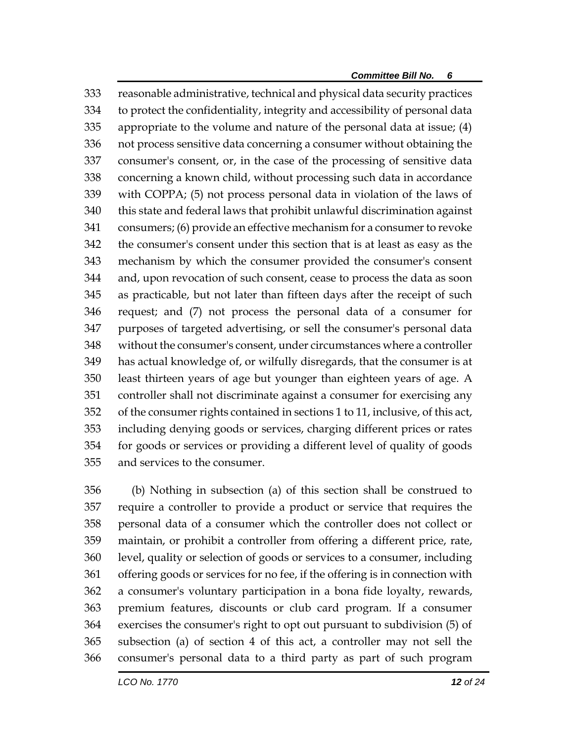reasonable administrative, technical and physical data security practices to protect the confidentiality, integrity and accessibility of personal data appropriate to the volume and nature of the personal data at issue; (4) not process sensitive data concerning a consumer without obtaining the consumer's consent, or, in the case of the processing of sensitive data concerning a known child, without processing such data in accordance with COPPA; (5) not process personal data in violation of the laws of this state and federal laws that prohibit unlawful discrimination against consumers; (6) provide an effective mechanism for a consumer to revoke the consumer's consent under this section that is at least as easy as the mechanism by which the consumer provided the consumer's consent and, upon revocation of such consent, cease to process the data as soon as practicable, but not later than fifteen days after the receipt of such request; and (7) not process the personal data of a consumer for purposes of targeted advertising, or sell the consumer's personal data without the consumer's consent, under circumstances where a controller has actual knowledge of, or wilfully disregards, that the consumer is at least thirteen years of age but younger than eighteen years of age. A controller shall not discriminate against a consumer for exercising any of the consumer rights contained in sections 1 to 11, inclusive, of this act, including denying goods or services, charging different prices or rates for goods or services or providing a different level of quality of goods and services to the consumer.

(b) Nothing in subsection (a) of this section shall be construed to require a controller to provide a product or service that requires the personal data of a consumer which the controller does not collect or maintain, or prohibit a controller from offering a different price, rate, level, quality or selection of goods or services to a consumer, including offering goods or services for no fee, if the offering is in connection with a consumer's voluntary participation in a bona fide loyalty, rewards, premium features, discounts or club card program. If a consumer exercises the consumer's right to opt out pursuant to subdivision (5) of subsection (a) of section 4 of this act, a controller may not sell the consumer's personal data to a third party as part of such program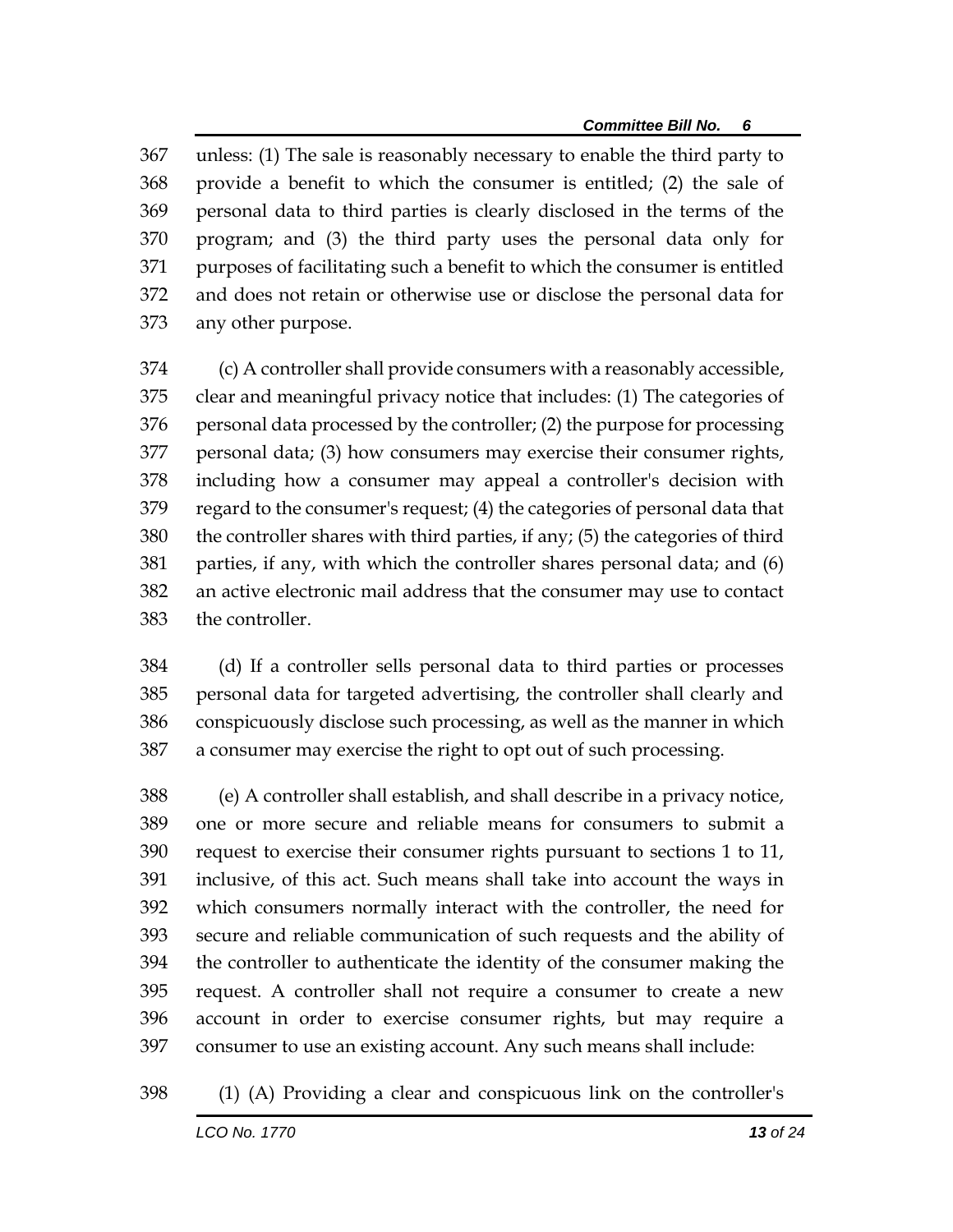unless: (1) The sale is reasonably necessary to enable the third party to provide a benefit to which the consumer is entitled; (2) the sale of personal data to third parties is clearly disclosed in the terms of the program; and (3) the third party uses the personal data only for purposes of facilitating such a benefit to which the consumer is entitled and does not retain or otherwise use or disclose the personal data for any other purpose.

(c) A controller shall provide consumers with a reasonably accessible, clear and meaningful privacy notice that includes: (1) The categories of personal data processed by the controller; (2) the purpose for processing personal data; (3) how consumers may exercise their consumer rights, including how a consumer may appeal a controller's decision with regard to the consumer's request; (4) the categories of personal data that the controller shares with third parties, if any; (5) the categories of third parties, if any, with which the controller shares personal data; and (6) an active electronic mail address that the consumer may use to contact the controller.

(d) If a controller sells personal data to third parties or processes personal data for targeted advertising, the controller shall clearly and conspicuously disclose such processing, as well as the manner in which a consumer may exercise the right to opt out of such processing.

(e) A controller shall establish, and shall describe in a privacy notice, one or more secure and reliable means for consumers to submit a request to exercise their consumer rights pursuant to sections 1 to 11, inclusive, of this act. Such means shall take into account the ways in which consumers normally interact with the controller, the need for secure and reliable communication of such requests and the ability of the controller to authenticate the identity of the consumer making the request. A controller shall not require a consumer to create a new account in order to exercise consumer rights, but may require a consumer to use an existing account. Any such means shall include:

(1) (A) Providing a clear and conspicuous link on the controller's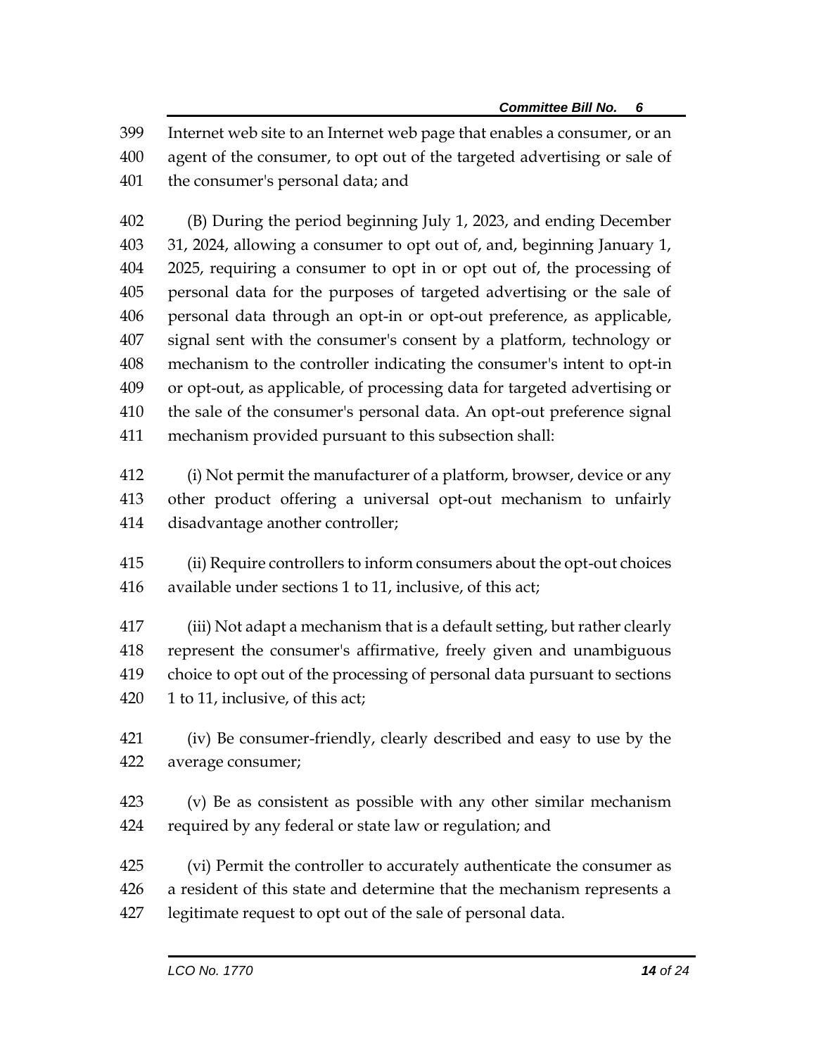Internet web site to an Internet web page that enables a consumer, or an agent of the consumer, to opt out of the targeted advertising or sale of the consumer's personal data; and

(B) During the period beginning July 1, 2023, and ending December 31, 2024, allowing a consumer to opt out of, and, beginning January 1, 2025, requiring a consumer to opt in or opt out of, the processing of personal data for the purposes of targeted advertising or the sale of personal data through an opt-in or opt-out preference, as applicable, signal sent with the consumer's consent by a platform, technology or mechanism to the controller indicating the consumer's intent to opt-in or opt-out, as applicable, of processing data for targeted advertising or the sale of the consumer's personal data. An opt-out preference signal mechanism provided pursuant to this subsection shall:

(i) Not permit the manufacturer of a platform, browser, device or any other product offering a universal opt-out mechanism to unfairly disadvantage another controller;

(ii) Require controllers to inform consumers about the opt-out choices available under sections 1 to 11, inclusive, of this act;

(iii) Not adapt a mechanism that is a default setting, but rather clearly represent the consumer's affirmative, freely given and unambiguous choice to opt out of the processing of personal data pursuant to sections 1 to 11, inclusive, of this act;

(iv) Be consumer-friendly, clearly described and easy to use by the average consumer;

(v) Be as consistent as possible with any other similar mechanism required by any federal or state law or regulation; and

(vi) Permit the controller to accurately authenticate the consumer as a resident of this state and determine that the mechanism represents a legitimate request to opt out of the sale of personal data.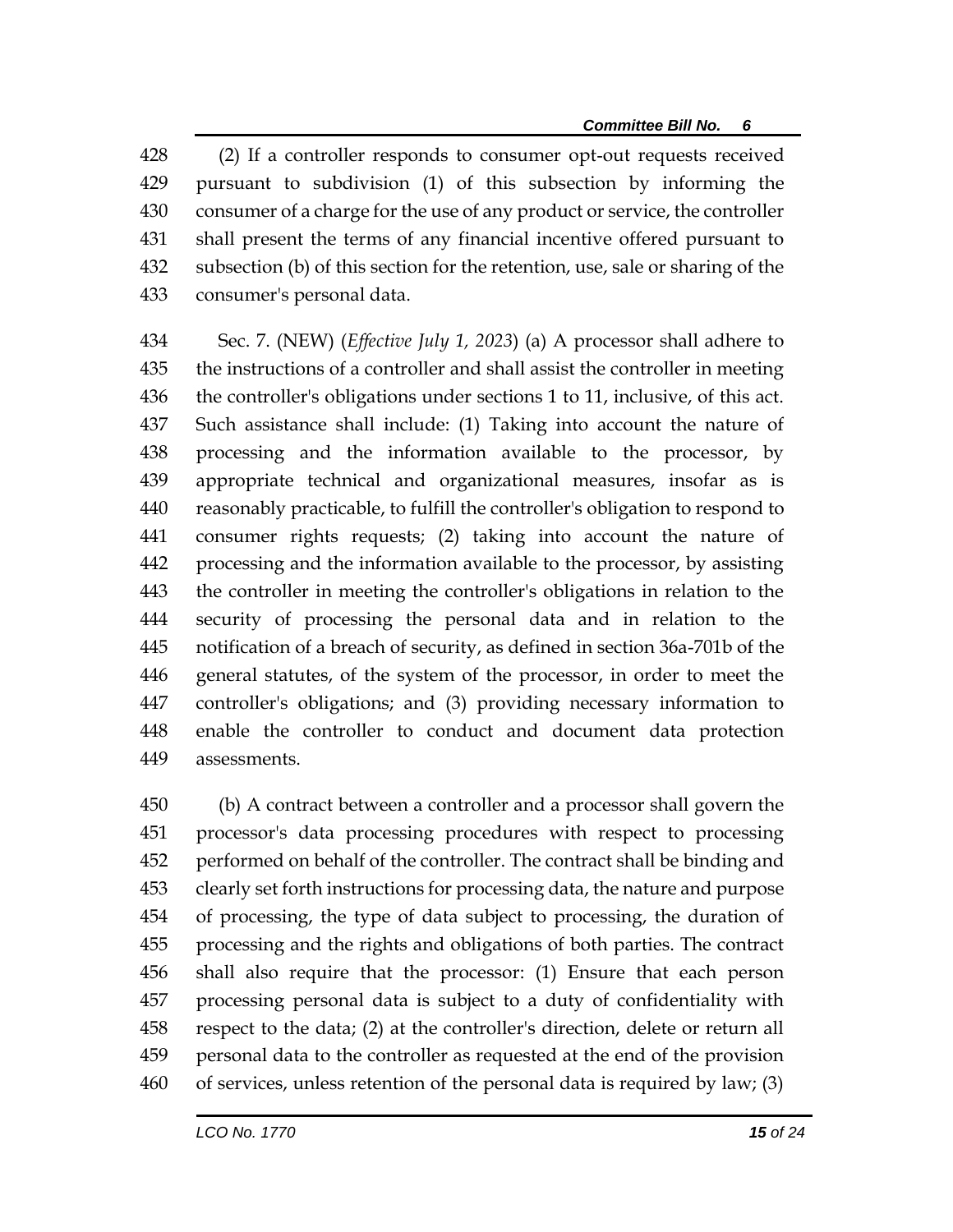(2) If a controller responds to consumer opt-out requests received pursuant to subdivision (1) of this subsection by informing the consumer of a charge for the use of any product or service, the controller shall present the terms of any financial incentive offered pursuant to subsection (b) of this section for the retention, use, sale or sharing of the consumer's personal data.

Sec. 7. (NEW) (*Effective July 1, 2023*) (a) A processor shall adhere to the instructions of a controller and shall assist the controller in meeting the controller's obligations under sections 1 to 11, inclusive, of this act. Such assistance shall include: (1) Taking into account the nature of processing and the information available to the processor, by appropriate technical and organizational measures, insofar as is reasonably practicable, to fulfill the controller's obligation to respond to consumer rights requests; (2) taking into account the nature of processing and the information available to the processor, by assisting the controller in meeting the controller's obligations in relation to the security of processing the personal data and in relation to the notification of a breach of security, as defined in section 36a-701b of the general statutes, of the system of the processor, in order to meet the controller's obligations; and (3) providing necessary information to enable the controller to conduct and document data protection assessments.

(b) A contract between a controller and a processor shall govern the processor's data processing procedures with respect to processing performed on behalf of the controller. The contract shall be binding and clearly set forth instructions for processing data, the nature and purpose of processing, the type of data subject to processing, the duration of processing and the rights and obligations of both parties. The contract shall also require that the processor: (1) Ensure that each person processing personal data is subject to a duty of confidentiality with respect to the data; (2) at the controller's direction, delete or return all personal data to the controller as requested at the end of the provision of services, unless retention of the personal data is required by law; (3)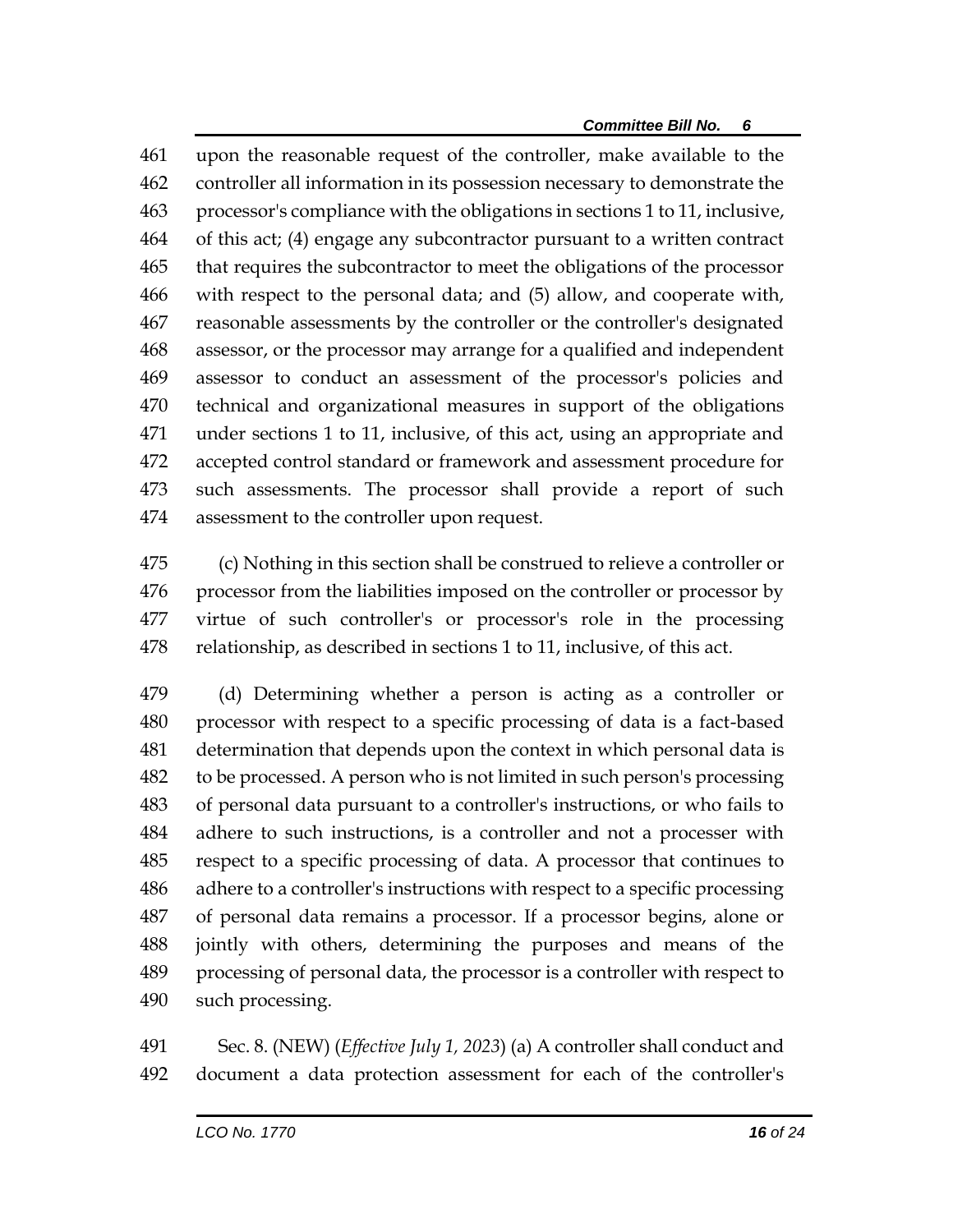upon the reasonable request of the controller, make available to the controller all information in its possession necessary to demonstrate the processor's compliance with the obligations in sections 1 to 11, inclusive, of this act; (4) engage any subcontractor pursuant to a written contract that requires the subcontractor to meet the obligations of the processor with respect to the personal data; and (5) allow, and cooperate with, reasonable assessments by the controller or the controller's designated assessor, or the processor may arrange for a qualified and independent assessor to conduct an assessment of the processor's policies and technical and organizational measures in support of the obligations under sections 1 to 11, inclusive, of this act, using an appropriate and accepted control standard or framework and assessment procedure for such assessments. The processor shall provide a report of such assessment to the controller upon request.

(c) Nothing in this section shall be construed to relieve a controller or processor from the liabilities imposed on the controller or processor by virtue of such controller's or processor's role in the processing relationship, as described in sections 1 to 11, inclusive, of this act.

(d) Determining whether a person is acting as a controller or processor with respect to a specific processing of data is a fact-based determination that depends upon the context in which personal data is to be processed. A person who is not limited in such person's processing of personal data pursuant to a controller's instructions, or who fails to adhere to such instructions, is a controller and not a processer with respect to a specific processing of data. A processor that continues to adhere to a controller's instructions with respect to a specific processing of personal data remains a processor. If a processor begins, alone or jointly with others, determining the purposes and means of the processing of personal data, the processor is a controller with respect to such processing.

Sec. 8. (NEW) (*Effective July 1, 2023*) (a) A controller shall conduct and document a data protection assessment for each of the controller's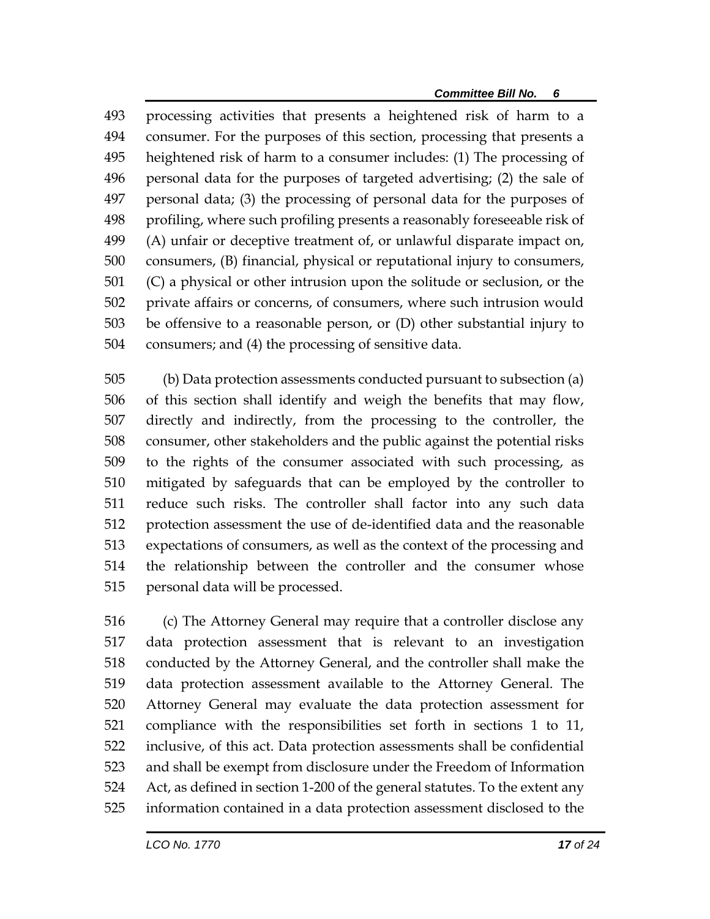processing activities that presents a heightened risk of harm to a consumer. For the purposes of this section, processing that presents a heightened risk of harm to a consumer includes: (1) The processing of personal data for the purposes of targeted advertising; (2) the sale of personal data; (3) the processing of personal data for the purposes of profiling, where such profiling presents a reasonably foreseeable risk of (A) unfair or deceptive treatment of, or unlawful disparate impact on, consumers, (B) financial, physical or reputational injury to consumers, (C) a physical or other intrusion upon the solitude or seclusion, or the private affairs or concerns, of consumers, where such intrusion would be offensive to a reasonable person, or (D) other substantial injury to consumers; and (4) the processing of sensitive data.

(b) Data protection assessments conducted pursuant to subsection (a) of this section shall identify and weigh the benefits that may flow, directly and indirectly, from the processing to the controller, the consumer, other stakeholders and the public against the potential risks to the rights of the consumer associated with such processing, as mitigated by safeguards that can be employed by the controller to reduce such risks. The controller shall factor into any such data protection assessment the use of de-identified data and the reasonable expectations of consumers, as well as the context of the processing and the relationship between the controller and the consumer whose personal data will be processed.

(c) The Attorney General may require that a controller disclose any data protection assessment that is relevant to an investigation conducted by the Attorney General, and the controller shall make the data protection assessment available to the Attorney General. The Attorney General may evaluate the data protection assessment for compliance with the responsibilities set forth in sections 1 to 11, inclusive, of this act. Data protection assessments shall be confidential and shall be exempt from disclosure under the Freedom of Information Act, as defined in section 1-200 of the general statutes. To the extent any information contained in a data protection assessment disclosed to the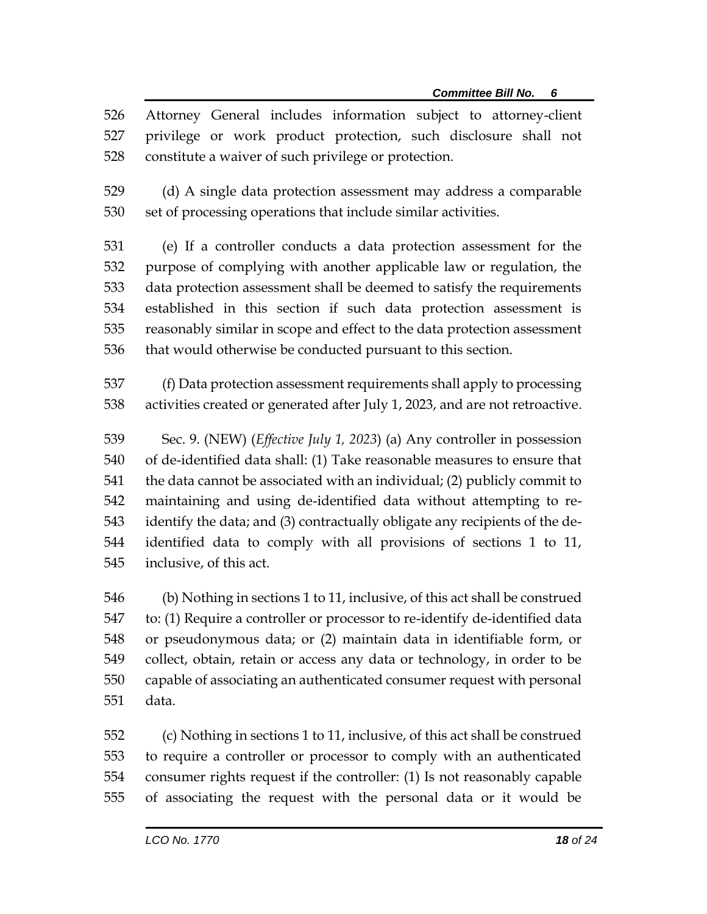Attorney General includes information subject to attorney-client privilege or work product protection, such disclosure shall not constitute a waiver of such privilege or protection.

(d) A single data protection assessment may address a comparable set of processing operations that include similar activities.

(e) If a controller conducts a data protection assessment for the purpose of complying with another applicable law or regulation, the data protection assessment shall be deemed to satisfy the requirements established in this section if such data protection assessment is reasonably similar in scope and effect to the data protection assessment that would otherwise be conducted pursuant to this section.

(f) Data protection assessment requirements shall apply to processing activities created or generated after July 1, 2023, and are not retroactive.

Sec. 9. (NEW) (*Effective July 1, 2023*) (a) Any controller in possession of de-identified data shall: (1) Take reasonable measures to ensure that the data cannot be associated with an individual; (2) publicly commit to maintaining and using de-identified data without attempting to re-identify the data; and (3) contractually obligate any recipients of the de-identified data to comply with all provisions of sections 1 to 11, inclusive, of this act.

(b) Nothing in sections 1 to 11, inclusive, of this act shall be construed to: (1) Require a controller or processor to re-identify de-identified data or pseudonymous data; or (2) maintain data in identifiable form, or collect, obtain, retain or access any data or technology, in order to be capable of associating an authenticated consumer request with personal data.

(c) Nothing in sections 1 to 11, inclusive, of this act shall be construed to require a controller or processor to comply with an authenticated consumer rights request if the controller: (1) Is not reasonably capable of associating the request with the personal data or it would be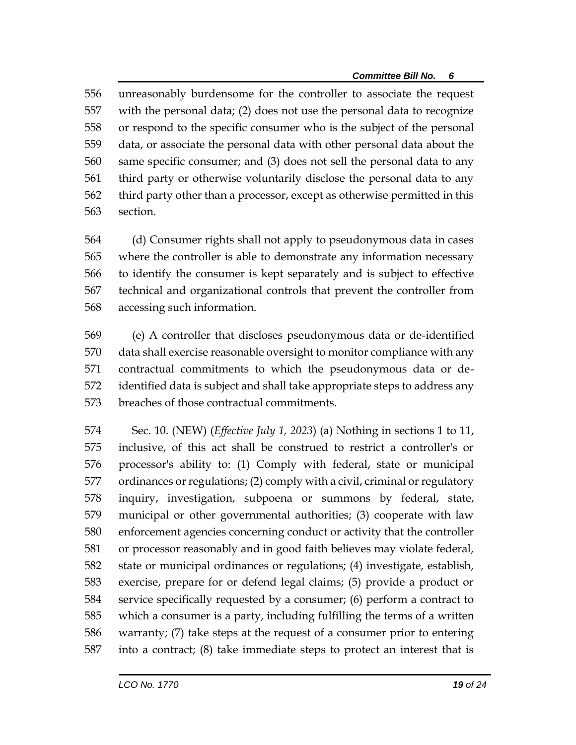unreasonably burdensome for the controller to associate the request with the personal data; (2) does not use the personal data to recognize or respond to the specific consumer who is the subject of the personal data, or associate the personal data with other personal data about the same specific consumer; and (3) does not sell the personal data to any third party or otherwise voluntarily disclose the personal data to any third party other than a processor, except as otherwise permitted in this section.

(d) Consumer rights shall not apply to pseudonymous data in cases where the controller is able to demonstrate any information necessary to identify the consumer is kept separately and is subject to effective technical and organizational controls that prevent the controller from accessing such information.

(e) A controller that discloses pseudonymous data or de-identified data shall exercise reasonable oversight to monitor compliance with any contractual commitments to which the pseudonymous data or de-identified data is subject and shall take appropriate steps to address any breaches of those contractual commitments.

Sec. 10. (NEW) (*Effective July 1, 2023*) (a) Nothing in sections 1 to 11, inclusive, of this act shall be construed to restrict a controller's or processor's ability to: (1) Comply with federal, state or municipal ordinances or regulations; (2) comply with a civil, criminal or regulatory inquiry, investigation, subpoena or summons by federal, state, municipal or other governmental authorities; (3) cooperate with law enforcement agencies concerning conduct or activity that the controller or processor reasonably and in good faith believes may violate federal, state or municipal ordinances or regulations; (4) investigate, establish, exercise, prepare for or defend legal claims; (5) provide a product or service specifically requested by a consumer; (6) perform a contract to which a consumer is a party, including fulfilling the terms of a written warranty; (7) take steps at the request of a consumer prior to entering into a contract; (8) take immediate steps to protect an interest that is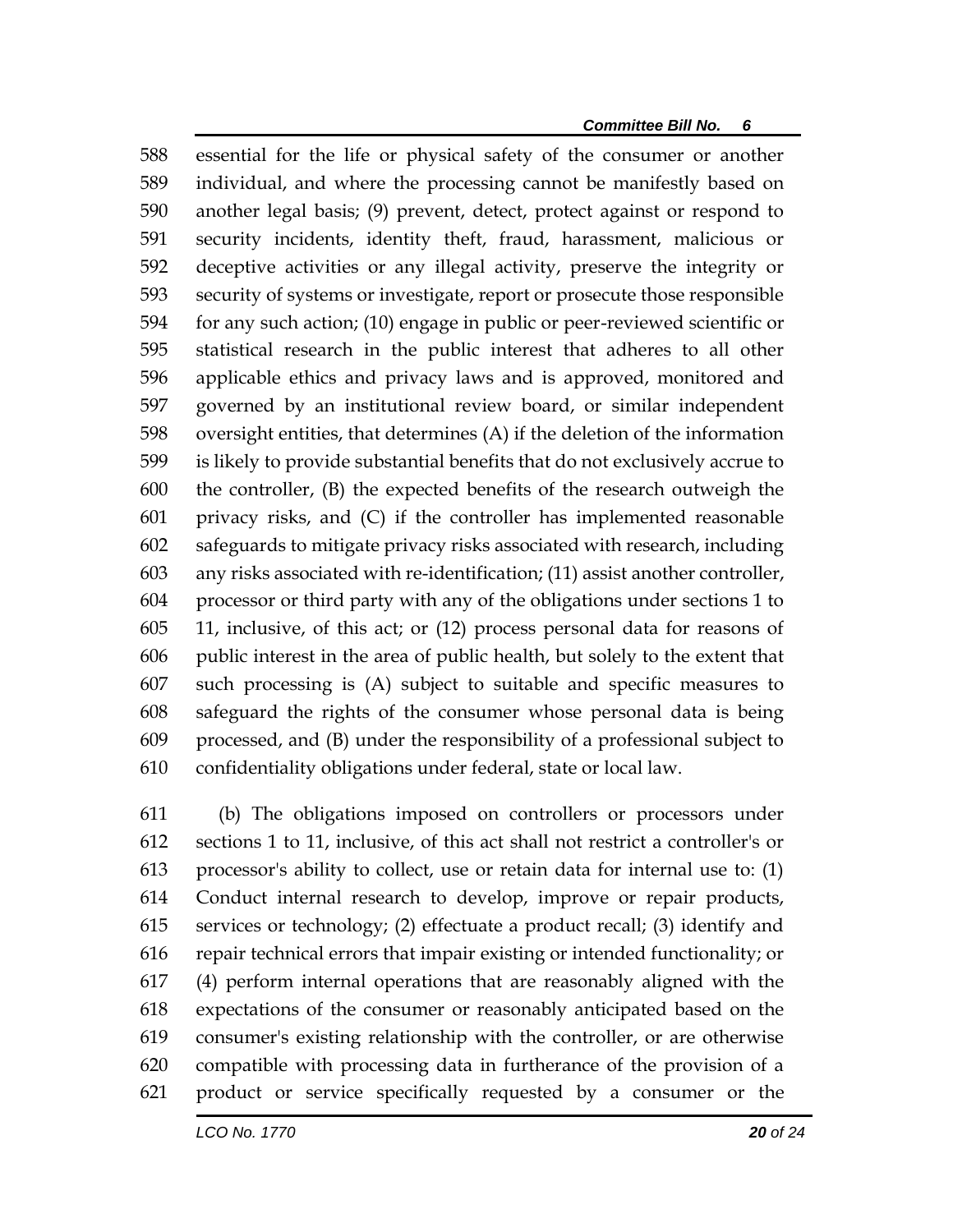essential for the life or physical safety of the consumer or another individual, and where the processing cannot be manifestly based on another legal basis; (9) prevent, detect, protect against or respond to security incidents, identity theft, fraud, harassment, malicious or deceptive activities or any illegal activity, preserve the integrity or security of systems or investigate, report or prosecute those responsible for any such action; (10) engage in public or peer-reviewed scientific or statistical research in the public interest that adheres to all other applicable ethics and privacy laws and is approved, monitored and governed by an institutional review board, or similar independent oversight entities, that determines (A) if the deletion of the information is likely to provide substantial benefits that do not exclusively accrue to the controller, (B) the expected benefits of the research outweigh the privacy risks, and (C) if the controller has implemented reasonable safeguards to mitigate privacy risks associated with research, including any risks associated with re-identification; (11) assist another controller, processor or third party with any of the obligations under sections 1 to 11, inclusive, of this act; or (12) process personal data for reasons of public interest in the area of public health, but solely to the extent that such processing is (A) subject to suitable and specific measures to safeguard the rights of the consumer whose personal data is being processed, and (B) under the responsibility of a professional subject to confidentiality obligations under federal, state or local law.

(b) The obligations imposed on controllers or processors under sections 1 to 11, inclusive, of this act shall not restrict a controller's or processor's ability to collect, use or retain data for internal use to: (1) Conduct internal research to develop, improve or repair products, services or technology; (2) effectuate a product recall; (3) identify and repair technical errors that impair existing or intended functionality; or (4) perform internal operations that are reasonably aligned with the expectations of the consumer or reasonably anticipated based on the consumer's existing relationship with the controller, or are otherwise compatible with processing data in furtherance of the provision of a product or service specifically requested by a consumer or the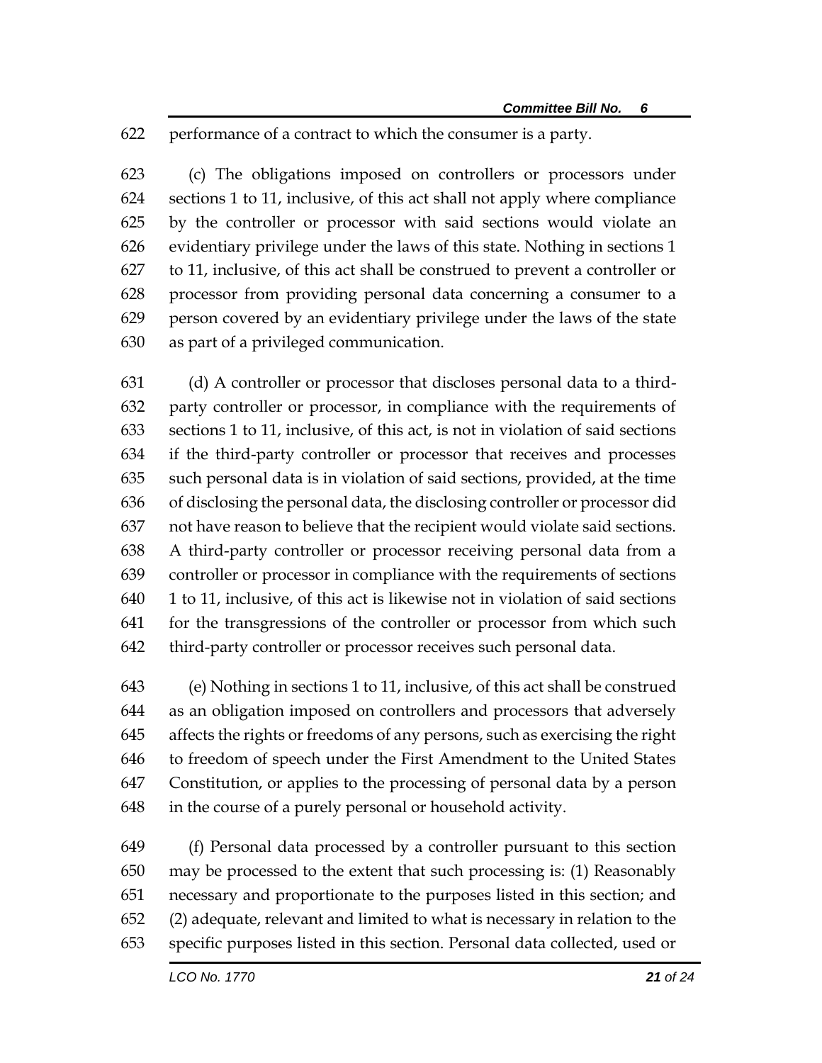performance of a contract to which the consumer is a party.

(c) The obligations imposed on controllers or processors under sections 1 to 11, inclusive, of this act shall not apply where compliance by the controller or processor with said sections would violate an evidentiary privilege under the laws of this state. Nothing in sections 1 to 11, inclusive, of this act shall be construed to prevent a controller or processor from providing personal data concerning a consumer to a person covered by an evidentiary privilege under the laws of the state as part of a privileged communication.

(d) A controller or processor that discloses personal data to a third-party controller or processor, in compliance with the requirements of sections 1 to 11, inclusive, of this act, is not in violation of said sections if the third-party controller or processor that receives and processes such personal data is in violation of said sections, provided, at the time of disclosing the personal data, the disclosing controller or processor did not have reason to believe that the recipient would violate said sections. A third-party controller or processor receiving personal data from a controller or processor in compliance with the requirements of sections 1 to 11, inclusive, of this act is likewise not in violation of said sections for the transgressions of the controller or processor from which such third-party controller or processor receives such personal data.

(e) Nothing in sections 1 to 11, inclusive, of this act shall be construed as an obligation imposed on controllers and processors that adversely affects the rights or freedoms of any persons, such as exercising the right to freedom of speech under the First Amendment to the United States Constitution, or applies to the processing of personal data by a person in the course of a purely personal or household activity.

(f) Personal data processed by a controller pursuant to this section may be processed to the extent that such processing is: (1) Reasonably necessary and proportionate to the purposes listed in this section; and (2) adequate, relevant and limited to what is necessary in relation to the specific purposes listed in this section. Personal data collected, used or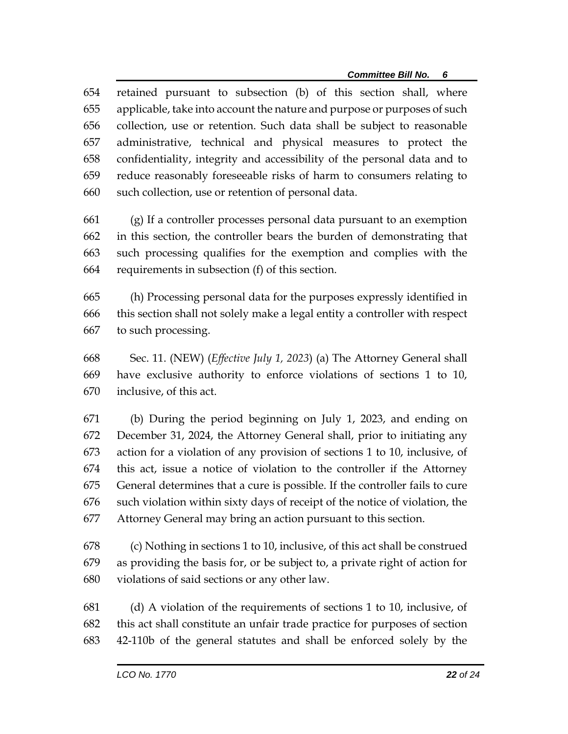retained pursuant to subsection (b) of this section shall, where applicable, take into account the nature and purpose or purposes of such collection, use or retention. Such data shall be subject to reasonable administrative, technical and physical measures to protect the confidentiality, integrity and accessibility of the personal data and to reduce reasonably foreseeable risks of harm to consumers relating to such collection, use or retention of personal data.

(g) If a controller processes personal data pursuant to an exemption in this section, the controller bears the burden of demonstrating that such processing qualifies for the exemption and complies with the requirements in subsection (f) of this section.

(h) Processing personal data for the purposes expressly identified in this section shall not solely make a legal entity a controller with respect to such processing.

Sec. 11. (NEW) (*Effective July 1, 2023*) (a) The Attorney General shall have exclusive authority to enforce violations of sections 1 to 10, inclusive, of this act.

(b) During the period beginning on July 1, 2023, and ending on December 31, 2024, the Attorney General shall, prior to initiating any action for a violation of any provision of sections 1 to 10, inclusive, of this act, issue a notice of violation to the controller if the Attorney General determines that a cure is possible. If the controller fails to cure such violation within sixty days of receipt of the notice of violation, the Attorney General may bring an action pursuant to this section.

(c) Nothing in sections 1 to 10, inclusive, of this act shall be construed as providing the basis for, or be subject to, a private right of action for violations of said sections or any other law.

(d) A violation of the requirements of sections 1 to 10, inclusive, of this act shall constitute an unfair trade practice for purposes of section 42-110b of the general statutes and shall be enforced solely by the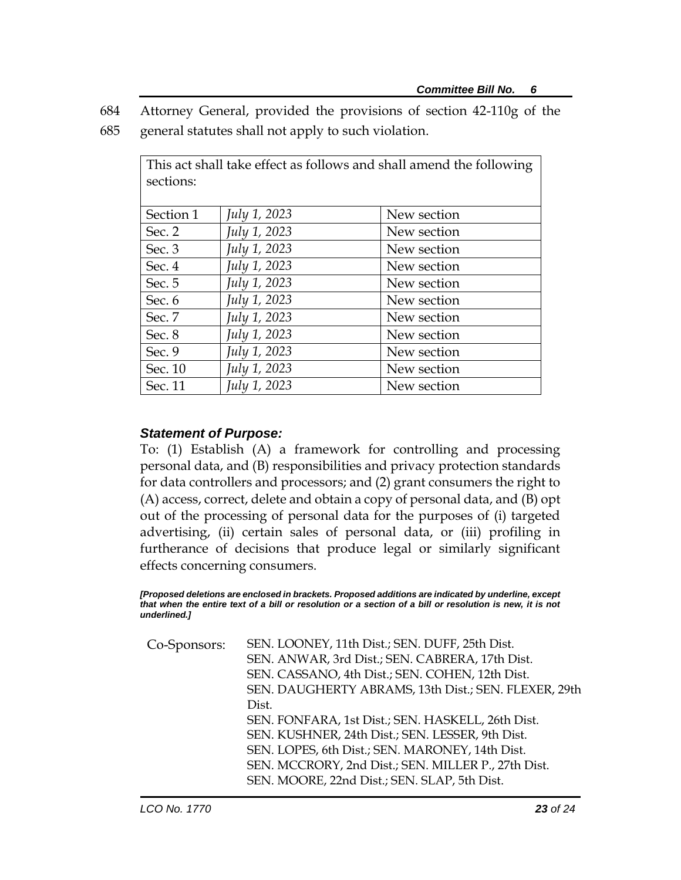684 Attorney General, provided the provisions of section 42-110g of the
685 general statutes shall not apply to such violation.

| This act shall take effect as follows and shall amend the following sections: | | |
|---|---|---|
| Section 1 | *July 1, 2023* | New section |
| Sec. 2 | *July 1, 2023* | New section |
| Sec. 3 | *July 1, 2023* | New section |
| Sec. 4 | *July 1, 2023* | New section |
| Sec. 5 | *July 1, 2023* | New section |
| Sec. 6 | *July 1, 2023* | New section |
| Sec. 7 | *July 1, 2023* | New section |
| Sec. 8 | *July 1, 2023* | New section |
| Sec. 9 | *July 1, 2023* | New section |
| Sec. 10 | *July 1, 2023* | New section |
| Sec. 11 | *July 1, 2023* | New section |

***Statement of Purpose:***

To: (1) Establish (A) a framework for controlling and processing personal data, and (B) responsibilities and privacy protection standards for data controllers and processors; and (2) grant consumers the right to (A) access, correct, delete and obtain a copy of personal data, and (B) opt out of the processing of personal data for the purposes of (i) targeted advertising, (ii) certain sales of personal data, or (iii) profiling in furtherance of decisions that produce legal or similarly significant effects concerning consumers.

***[Proposed deletions are enclosed in brackets. Proposed additions are indicated by underline, except that when the entire text of a bill or resolution or a section of a bill or resolution is new, it is not underlined.]***

Co-Sponsors:
SEN. LOONEY, 11th Dist.; SEN. DUFF, 25th Dist.
SEN. ANWAR, 3rd Dist.; SEN. CABRERA, 17th Dist.
SEN. CASSANO, 4th Dist.; SEN. COHEN, 12th Dist.
SEN. DAUGHERTY ABRAMS, 13th Dist.; SEN. FLEXER, 29th Dist.
SEN. FONFARA, 1st Dist.; SEN. HASKELL, 26th Dist.
SEN. KUSHNER, 24th Dist.; SEN. LESSER, 9th Dist.
SEN. LOPES, 6th Dist.; SEN. MARONEY, 14th Dist.
SEN. MCCRORY, 2nd Dist.; SEN. MILLER P., 27th Dist.
SEN. MOORE, 22nd Dist.; SEN. SLAP, 5th Dist.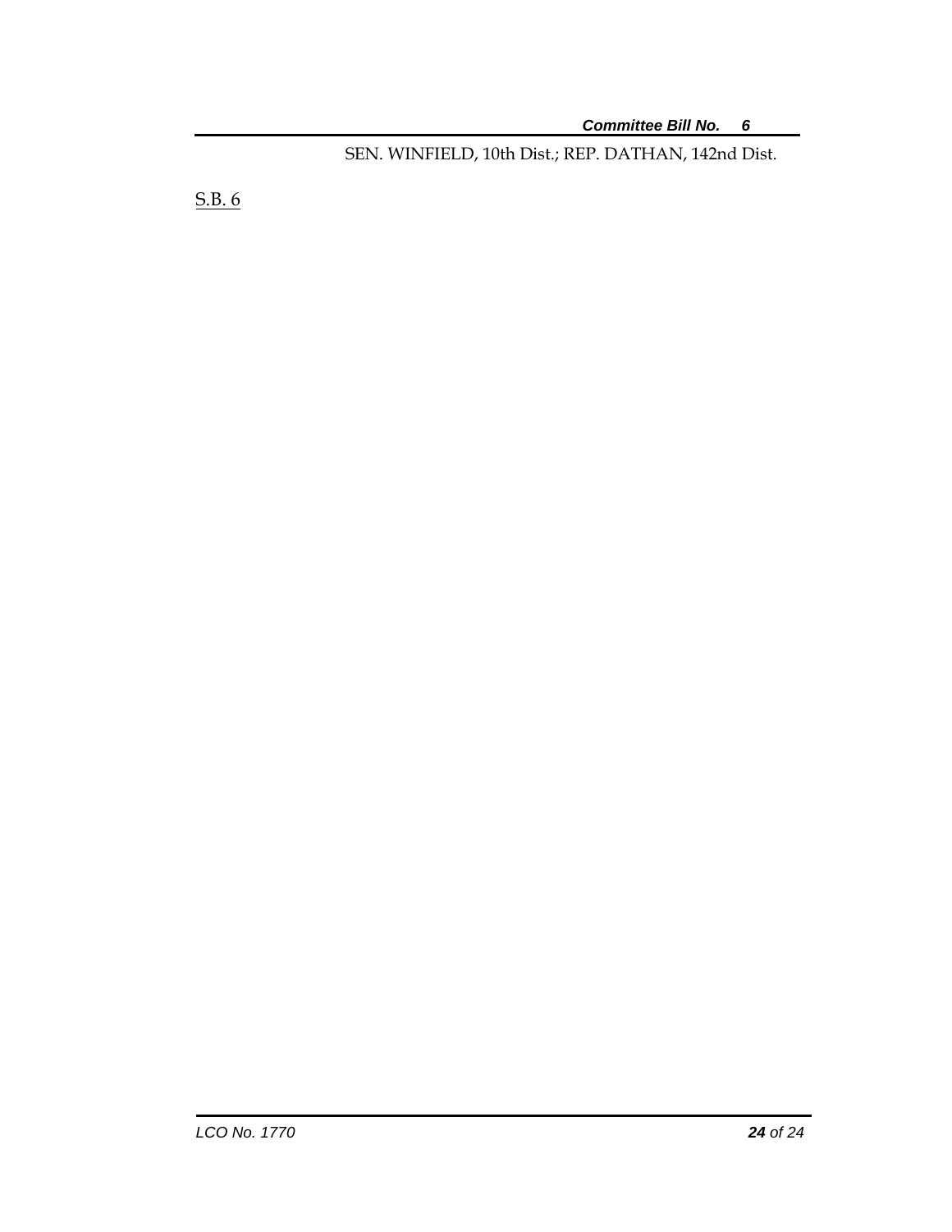SEN. WINFIELD, 10th Dist.; REP. DATHAN, 142nd Dist.

S.B. 6